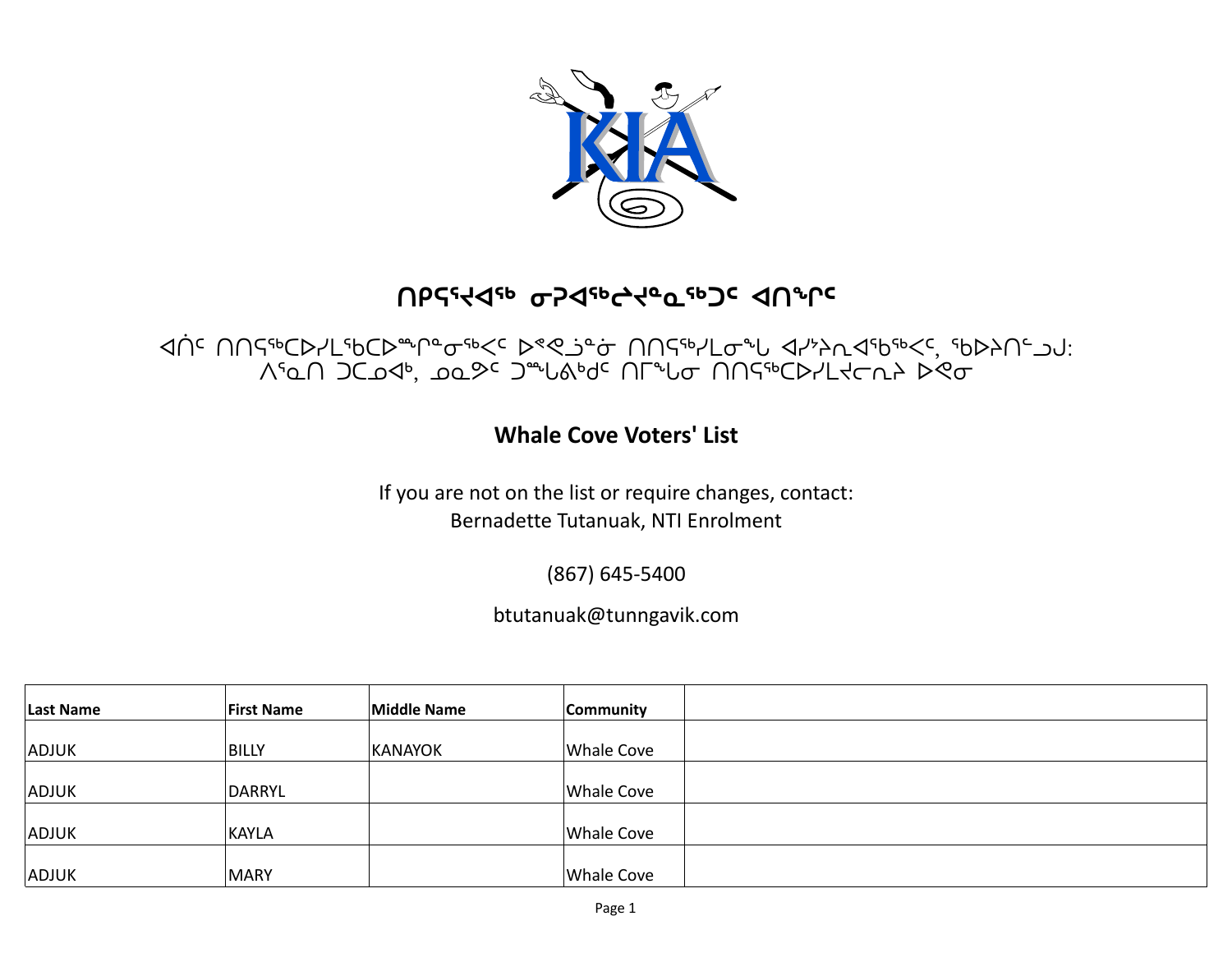## ᑎᑭᕋᕐᔪᐊᖅ ᓂᕈᐊᖅᓴᖏᓐᓇᖅᑐᑦ ᐊᑎᖏᑦ

ᐊᑏᑦ ᑎᑎᕋᖅᑕᐅᓯᒪᖃᑕᐅᙱᓐᓂᖅᐸᑦ ᐅᕝᕘᓛᓐᓃ ᑎᑎᕋᖅᓯᒪᓂᖓ ᐊᓯᔾᔨᕆᐊᖅᑲᖅᐸᑦ, ᖃᐅᔨᑎᓪᓗᒍ:
ᐱᕐᓇᑎ ᑐᑕᓄᐊᒃ, ᓄᓇᕗᑦ ᑐᙵᕕᒃᑯᑦ ᑎᒥᖓᓂ ᑎᑎᕋᖅᑕᐅᓯᒪᔪᓕᕆᔨ ᐅᕙᓂ

## Whale Cove Voters' List

If you are not on the list or require changes, contact:
Bernadette Tutanuak, NTI Enrolment

(867) 645-5400

btutanuak@tunngavik.com

| Last Name | First Name | Middle Name | Community | |
|---|---|---|---|---|
| ADJUK | BILLY | KANAYOK | Whale Cove | |
| ADJUK | DARRYL | | Whale Cove | |
| ADJUK | KAYLA | | Whale Cove | |
| ADJUK | MARY | | Whale Cove | |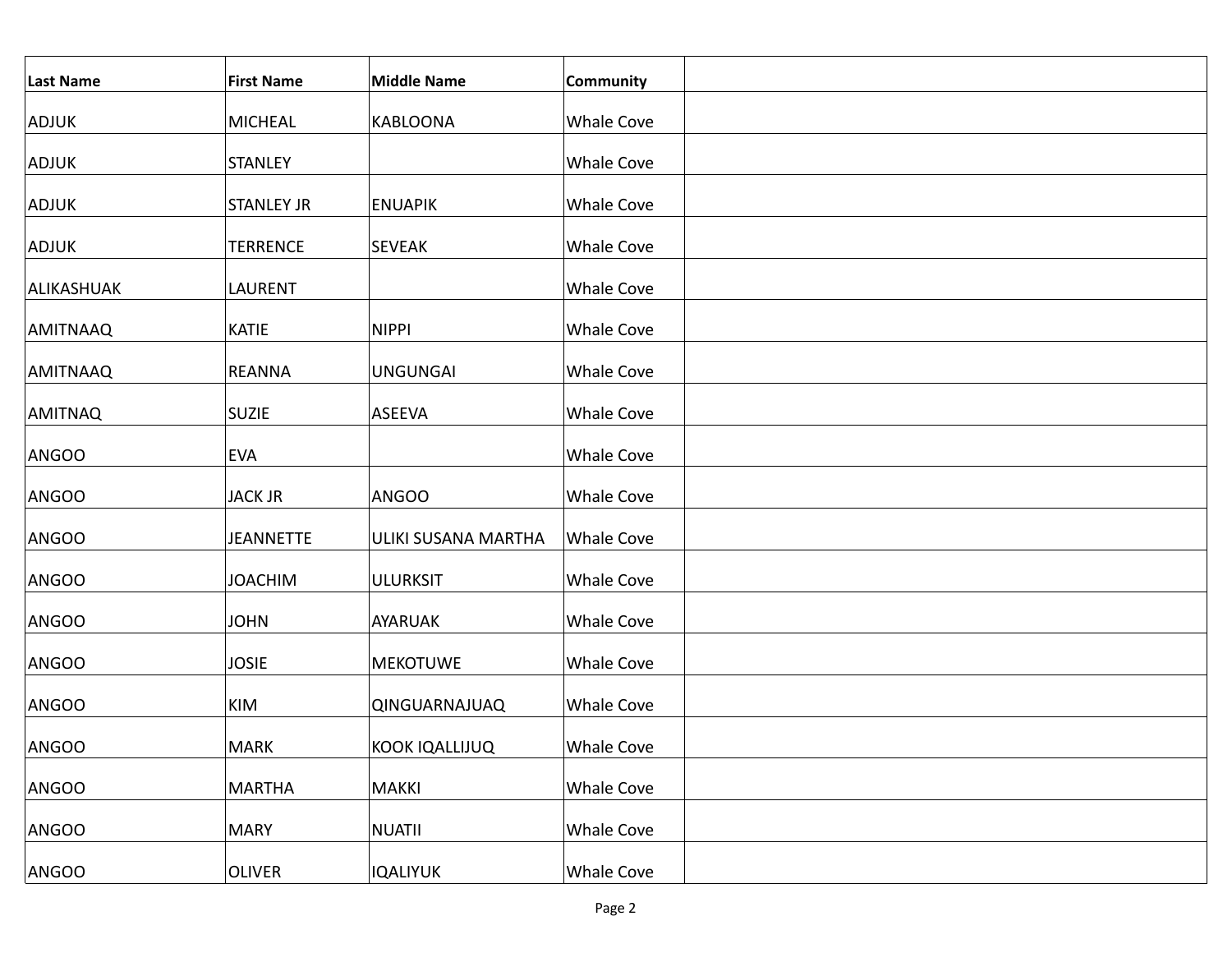| Last Name | First Name | Middle Name | Community | |
|---|---|---|---|---|
| ADJUK | MICHEAL | KABLOONA | Whale Cove | |
| ADJUK | STANLEY | | Whale Cove | |
| ADJUK | STANLEY JR | ENUAPIK | Whale Cove | |
| ADJUK | TERRENCE | SEVEAK | Whale Cove | |
| ALIKASHUAK | LAURENT | | Whale Cove | |
| AMITNAAQ | KATIE | NIPPI | Whale Cove | |
| AMITNAAQ | REANNA | UNGUNGAI | Whale Cove | |
| AMITNAQ | SUZIE | ASEEVA | Whale Cove | |
| ANGOO | EVA | | Whale Cove | |
| ANGOO | JACK JR | ANGOO | Whale Cove | |
| ANGOO | JEANNETTE | ULIKI SUSANA MARTHA | Whale Cove | |
| ANGOO | JOACHIM | ULURKSIT | Whale Cove | |
| ANGOO | JOHN | AYARUAK | Whale Cove | |
| ANGOO | JOSIE | MEKOTUWE | Whale Cove | |
| ANGOO | KIM | QINGUARNAJUAQ | Whale Cove | |
| ANGOO | MARK | KOOK IQALLIJUQ | Whale Cove | |
| ANGOO | MARTHA | MAKKI | Whale Cove | |
| ANGOO | MARY | NUATII | Whale Cove | |
| ANGOO | OLIVER | IQALIYUK | Whale Cove | |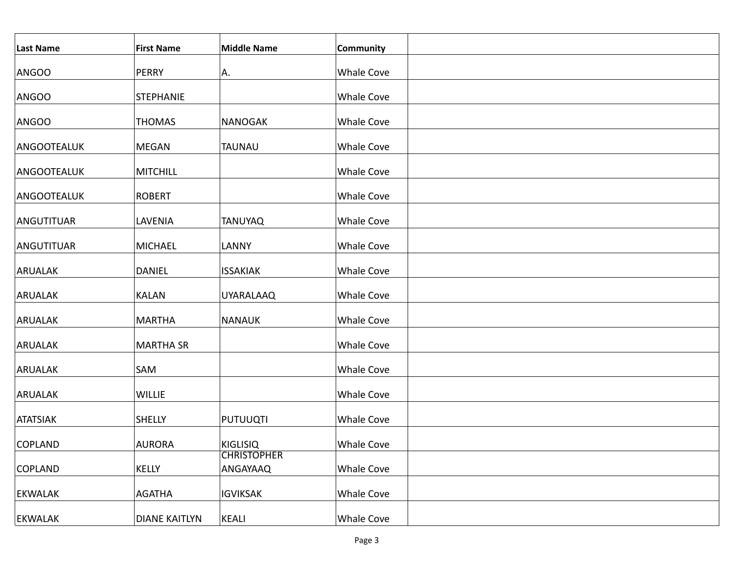| Last Name | First Name | Middle Name | Community | |
|---|---|---|---|---|
| ANGOO | PERRY | A. | Whale Cove | |
| ANGOO | STEPHANIE | | Whale Cove | |
| ANGOO | THOMAS | NANOGAK | Whale Cove | |
| ANGOOTEALUK | MEGAN | TAUNAU | Whale Cove | |
| ANGOOTEALUK | MITCHILL | | Whale Cove | |
| ANGOOTEALUK | ROBERT | | Whale Cove | |
| ANGUTITUAR | LAVENIA | TANUYAQ | Whale Cove | |
| ANGUTITUAR | MICHAEL | LANNY | Whale Cove | |
| ARUALAK | DANIEL | ISSAKIAK | Whale Cove | |
| ARUALAK | KALAN | UYARALAAQ | Whale Cove | |
| ARUALAK | MARTHA | NANAUK | Whale Cove | |
| ARUALAK | MARTHA SR | | Whale Cove | |
| ARUALAK | SAM | | Whale Cove | |
| ARUALAK | WILLIE | | Whale Cove | |
| ATATSIAK | SHELLY | PUTUUQTI | Whale Cove | |
| COPLAND | AURORA | KIGLISIQ | Whale Cove | |
| COPLAND | KELLY | CHRISTOPHER ANGAYAAQ | Whale Cove | |
| EKWALAK | AGATHA | IGVIKSAK | Whale Cove | |
| EKWALAK | DIANE KAITLYN | KEALI | Whale Cove | |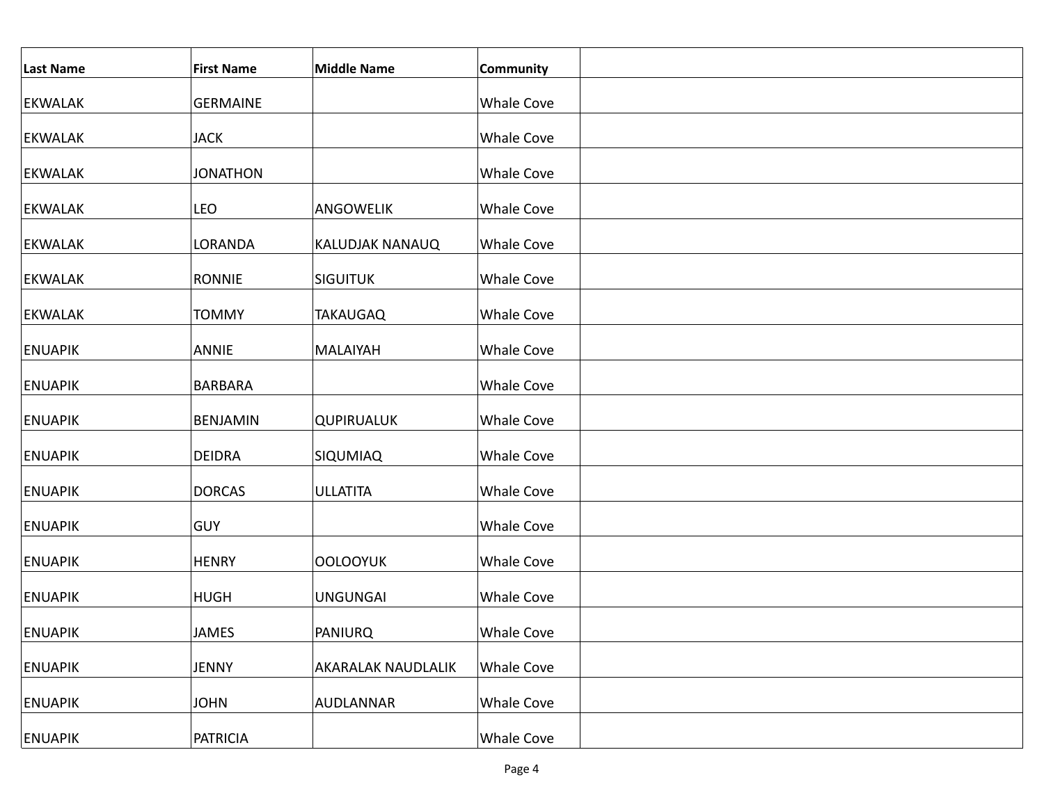| Last Name | First Name | Middle Name | Community | |
|---|---|---|---|---|
| EKWALAK | GERMAINE | | Whale Cove | |
| EKWALAK | JACK | | Whale Cove | |
| EKWALAK | JONATHON | | Whale Cove | |
| EKWALAK | LEO | ANGOWELIK | Whale Cove | |
| EKWALAK | LORANDA | KALUDJAK NANAUQ | Whale Cove | |
| EKWALAK | RONNIE | SIGUITUK | Whale Cove | |
| EKWALAK | TOMMY | TAKAUGAQ | Whale Cove | |
| ENUAPIK | ANNIE | MALAIYAH | Whale Cove | |
| ENUAPIK | BARBARA | | Whale Cove | |
| ENUAPIK | BENJAMIN | QUPIRUALUK | Whale Cove | |
| ENUAPIK | DEIDRA | SIQUMIAQ | Whale Cove | |
| ENUAPIK | DORCAS | ULLATITA | Whale Cove | |
| ENUAPIK | GUY | | Whale Cove | |
| ENUAPIK | HENRY | OOLOOYUK | Whale Cove | |
| ENUAPIK | HUGH | UNGUNGAI | Whale Cove | |
| ENUAPIK | JAMES | PANIURQ | Whale Cove | |
| ENUAPIK | JENNY | AKARALAK NAUDLALIK | Whale Cove | |
| ENUAPIK | JOHN | AUDLANNAR | Whale Cove | |
| ENUAPIK | PATRICIA | | Whale Cove | |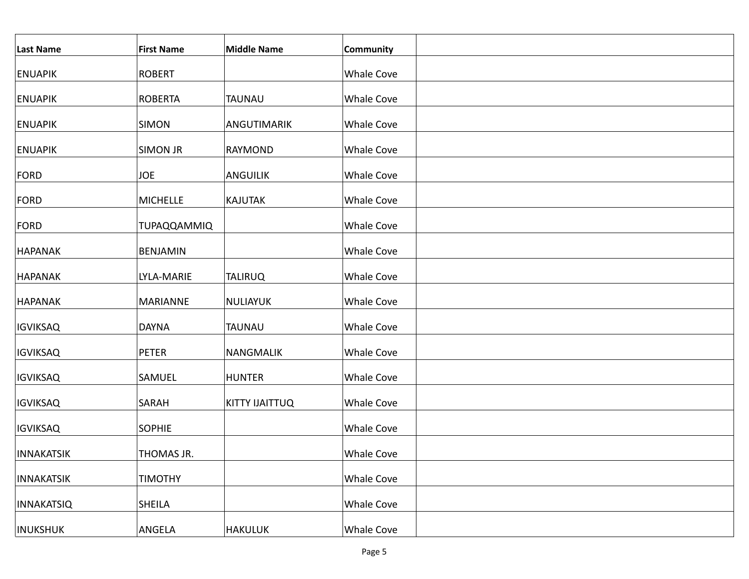| Last Name | First Name | Middle Name | Community | |
|---|---|---|---|---|
| ENUAPIK | ROBERT | | Whale Cove | |
| ENUAPIK | ROBERTA | TAUNAU | Whale Cove | |
| ENUAPIK | SIMON | ANGUTIMARIK | Whale Cove | |
| ENUAPIK | SIMON JR | RAYMOND | Whale Cove | |
| FORD | JOE | ANGUILIK | Whale Cove | |
| FORD | MICHELLE | KAJUTAK | Whale Cove | |
| FORD | TUPAQQAMMIQ | | Whale Cove | |
| HAPANAK | BENJAMIN | | Whale Cove | |
| HAPANAK | LYLA-MARIE | TALIRUQ | Whale Cove | |
| HAPANAK | MARIANNE | NULIAYUK | Whale Cove | |
| IGVIKSAQ | DAYNA | TAUNAU | Whale Cove | |
| IGVIKSAQ | PETER | NANGMALIK | Whale Cove | |
| IGVIKSAQ | SAMUEL | HUNTER | Whale Cove | |
| IGVIKSAQ | SARAH | KITTY IJAITTUQ | Whale Cove | |
| IGVIKSAQ | SOPHIE | | Whale Cove | |
| INNAKATSIK | THOMAS JR. | | Whale Cove | |
| INNAKATSIK | TIMOTHY | | Whale Cove | |
| INNAKATSIQ | SHEILA | | Whale Cove | |
| INUKSHUK | ANGELA | HAKULUK | Whale Cove | |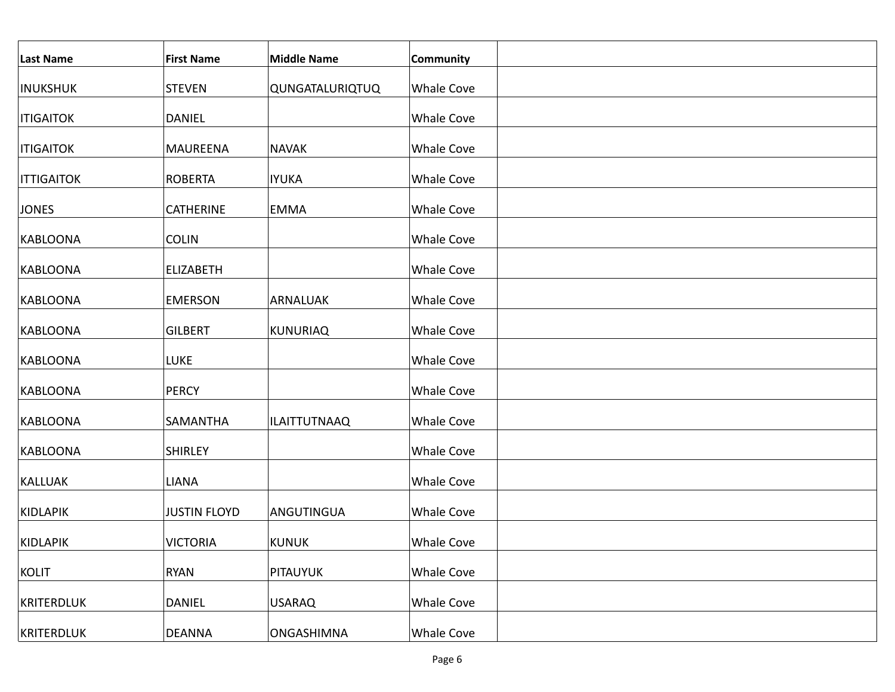| Last Name | First Name | Middle Name | Community | |
|---|---|---|---|---|
| INUKSHUK | STEVEN | QUNGATALURIQTUQ | Whale Cove | |
| ITIGAITOK | DANIEL | | Whale Cove | |
| ITIGAITOK | MAUREENA | NAVAK | Whale Cove | |
| ITTIGAITOK | ROBERTA | IYUKA | Whale Cove | |
| JONES | CATHERINE | EMMA | Whale Cove | |
| KABLOONA | COLIN | | Whale Cove | |
| KABLOONA | ELIZABETH | | Whale Cove | |
| KABLOONA | EMERSON | ARNALUAK | Whale Cove | |
| KABLOONA | GILBERT | KUNURIAQ | Whale Cove | |
| KABLOONA | LUKE | | Whale Cove | |
| KABLOONA | PERCY | | Whale Cove | |
| KABLOONA | SAMANTHA | ILAITTUTNAAQ | Whale Cove | |
| KABLOONA | SHIRLEY | | Whale Cove | |
| KALLUAK | LIANA | | Whale Cove | |
| KIDLAPIK | JUSTIN FLOYD | ANGUTINGUA | Whale Cove | |
| KIDLAPIK | VICTORIA | KUNUK | Whale Cove | |
| KOLIT | RYAN | PITAUYUK | Whale Cove | |
| KRITERDLUK | DANIEL | USARAQ | Whale Cove | |
| KRITERDLUK | DEANNA | ONGASHIMNA | Whale Cove | |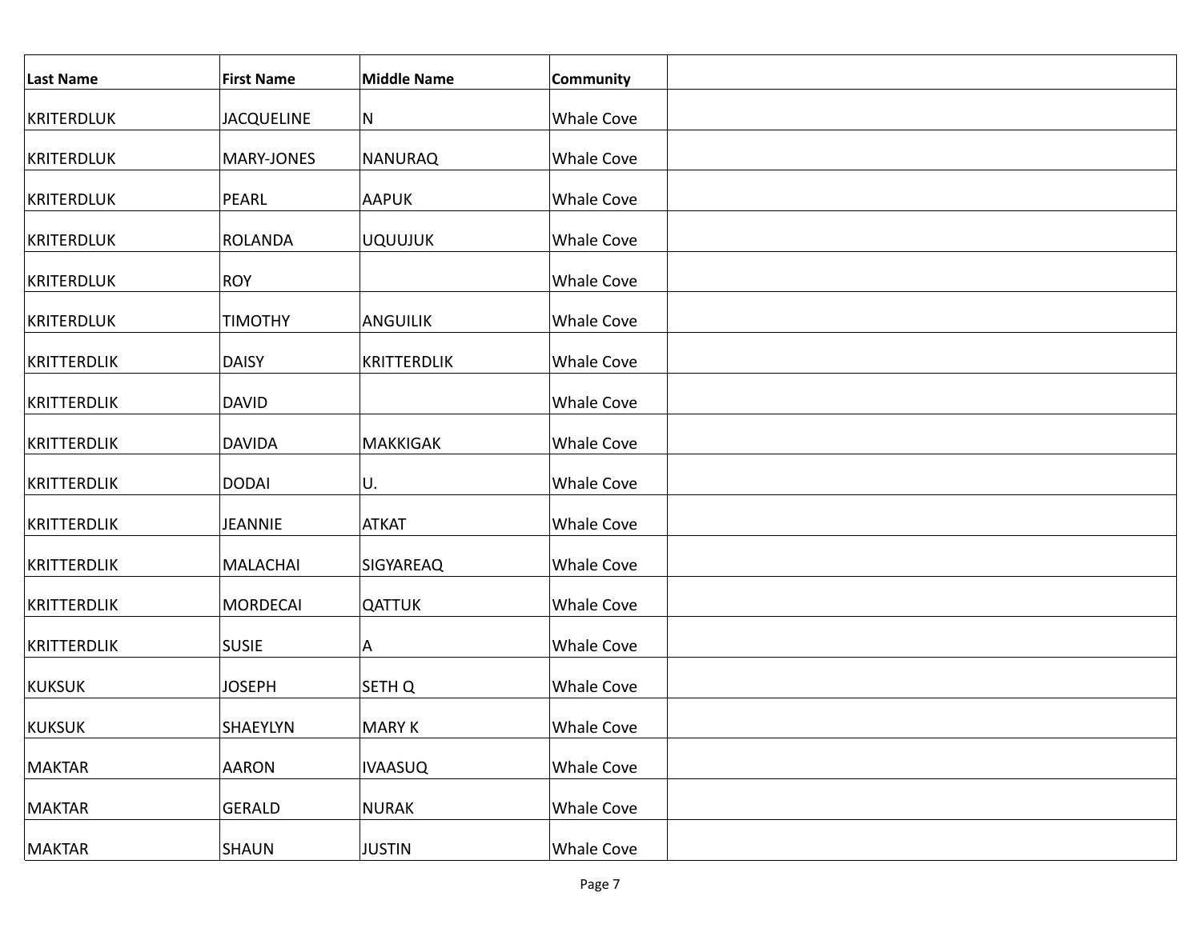| Last Name | First Name | Middle Name | Community | |
|---|---|---|---|---|
| KRITERDLUK | JACQUELINE | N | Whale Cove | |
| KRITERDLUK | MARY-JONES | NANURAQ | Whale Cove | |
| KRITERDLUK | PEARL | AAPUK | Whale Cove | |
| KRITERDLUK | ROLANDA | UQUUJUK | Whale Cove | |
| KRITERDLUK | ROY | | Whale Cove | |
| KRITERDLUK | TIMOTHY | ANGUILIK | Whale Cove | |
| KRITTERDLIK | DAISY | KRITTERDLIK | Whale Cove | |
| KRITTERDLIK | DAVID | | Whale Cove | |
| KRITTERDLIK | DAVIDA | MAKKIGAK | Whale Cove | |
| KRITTERDLIK | DODAI | U. | Whale Cove | |
| KRITTERDLIK | JEANNIE | ATKAT | Whale Cove | |
| KRITTERDLIK | MALACHAI | SIGYAREAQ | Whale Cove | |
| KRITTERDLIK | MORDECAI | QATTUK | Whale Cove | |
| KRITTERDLIK | SUSIE | A | Whale Cove | |
| KUKSUK | JOSEPH | SETH Q | Whale Cove | |
| KUKSUK | SHAEYLYN | MARY K | Whale Cove | |
| MAKTAR | AARON | IVAASUQ | Whale Cove | |
| MAKTAR | GERALD | NURAK | Whale Cove | |
| MAKTAR | SHAUN | JUSTIN | Whale Cove | |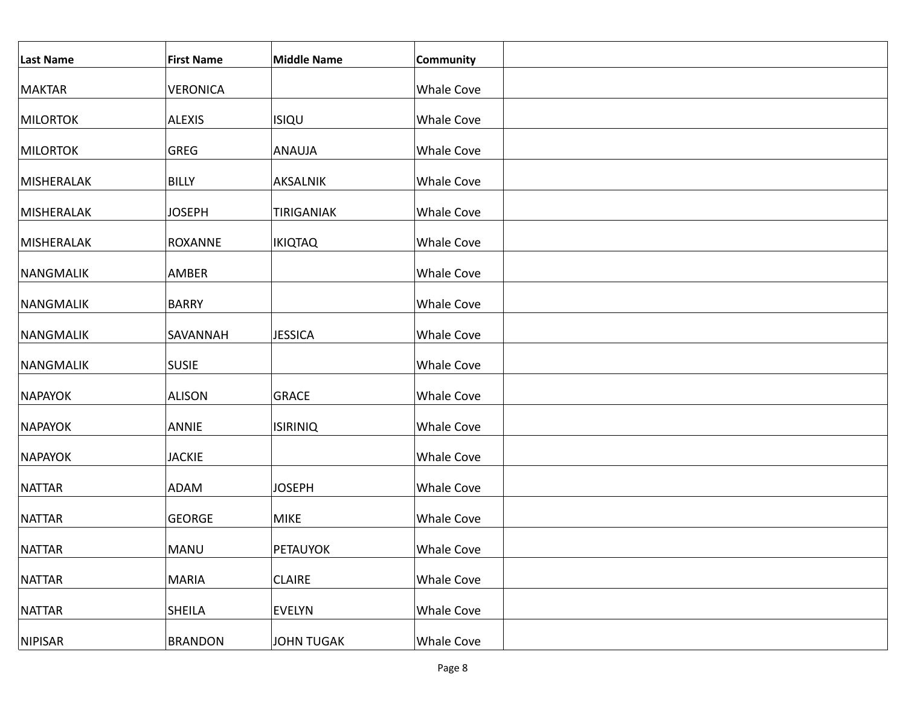| Last Name | First Name | Middle Name | Community | |
|---|---|---|---|---|
| MAKTAR | VERONICA | | Whale Cove | |
| MILORTOK | ALEXIS | ISIQU | Whale Cove | |
| MILORTOK | GREG | ANAUJA | Whale Cove | |
| MISHERALAK | BILLY | AKSALNIK | Whale Cove | |
| MISHERALAK | JOSEPH | TIRIGANIAK | Whale Cove | |
| MISHERALAK | ROXANNE | IKIQTAQ | Whale Cove | |
| NANGMALIK | AMBER | | Whale Cove | |
| NANGMALIK | BARRY | | Whale Cove | |
| NANGMALIK | SAVANNAH | JESSICA | Whale Cove | |
| NANGMALIK | SUSIE | | Whale Cove | |
| NAPAYOK | ALISON | GRACE | Whale Cove | |
| NAPAYOK | ANNIE | ISIRINIQ | Whale Cove | |
| NAPAYOK | JACKIE | | Whale Cove | |
| NATTAR | ADAM | JOSEPH | Whale Cove | |
| NATTAR | GEORGE | MIKE | Whale Cove | |
| NATTAR | MANU | PETAUYOK | Whale Cove | |
| NATTAR | MARIA | CLAIRE | Whale Cove | |
| NATTAR | SHEILA | EVELYN | Whale Cove | |
| NIPISAR | BRANDON | JOHN TUGAK | Whale Cove | |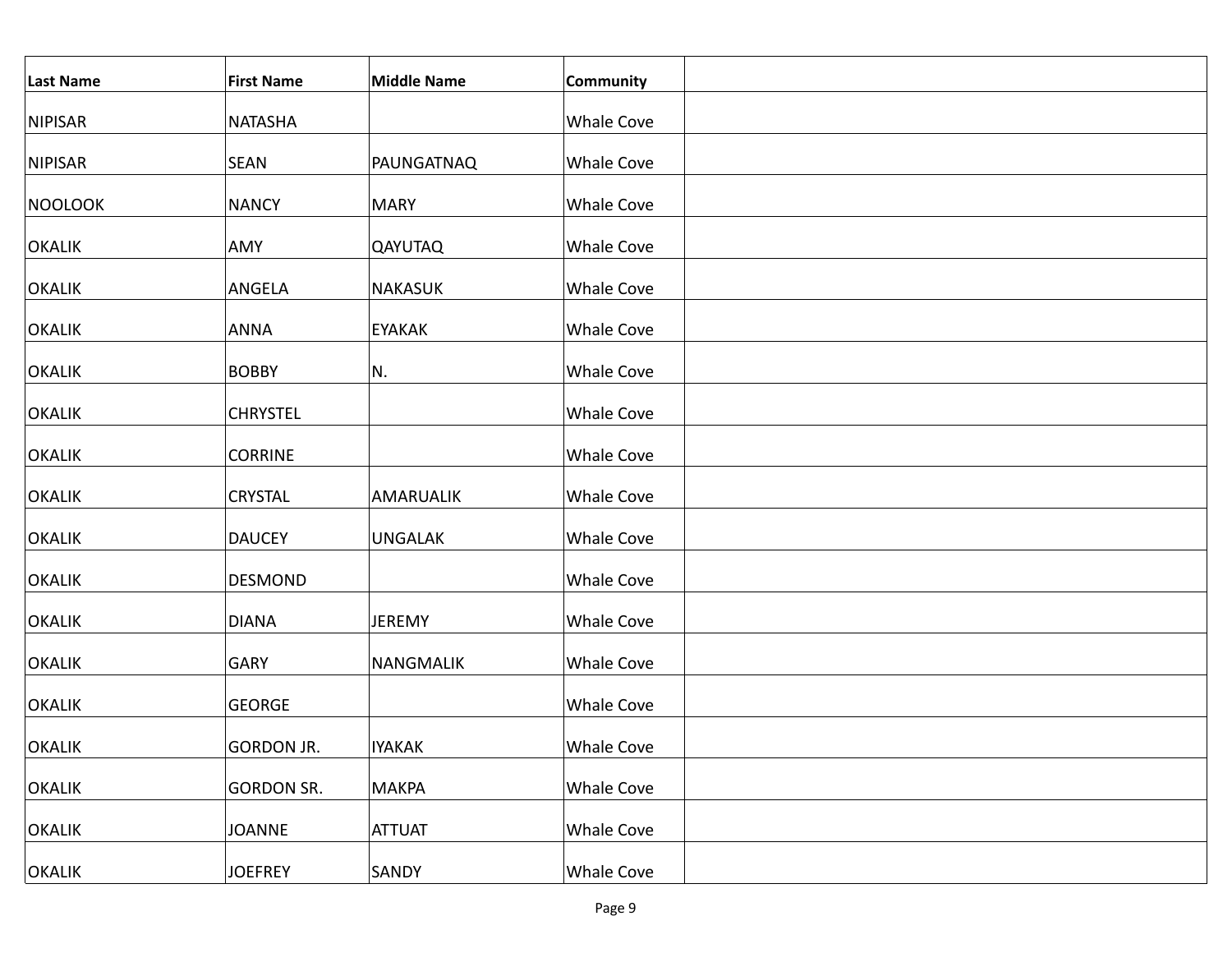| Last Name | First Name | Middle Name | Community | |
|---|---|---|---|---|
| NIPISAR | NATASHA | | Whale Cove | |
| NIPISAR | SEAN | PAUNGATNAQ | Whale Cove | |
| NOOLOOK | NANCY | MARY | Whale Cove | |
| OKALIK | AMY | QAYUTAQ | Whale Cove | |
| OKALIK | ANGELA | NAKASUK | Whale Cove | |
| OKALIK | ANNA | EYAKAK | Whale Cove | |
| OKALIK | BOBBY | N. | Whale Cove | |
| OKALIK | CHRYSTEL | | Whale Cove | |
| OKALIK | CORRINE | | Whale Cove | |
| OKALIK | CRYSTAL | AMARUALIK | Whale Cove | |
| OKALIK | DAUCEY | UNGALAK | Whale Cove | |
| OKALIK | DESMOND | | Whale Cove | |
| OKALIK | DIANA | JEREMY | Whale Cove | |
| OKALIK | GARY | NANGMALIK | Whale Cove | |
| OKALIK | GEORGE | | Whale Cove | |
| OKALIK | GORDON JR. | IYAKAK | Whale Cove | |
| OKALIK | GORDON SR. | MAKPA | Whale Cove | |
| OKALIK | JOANNE | ATTUAT | Whale Cove | |
| OKALIK | JOEFREY | SANDY | Whale Cove | |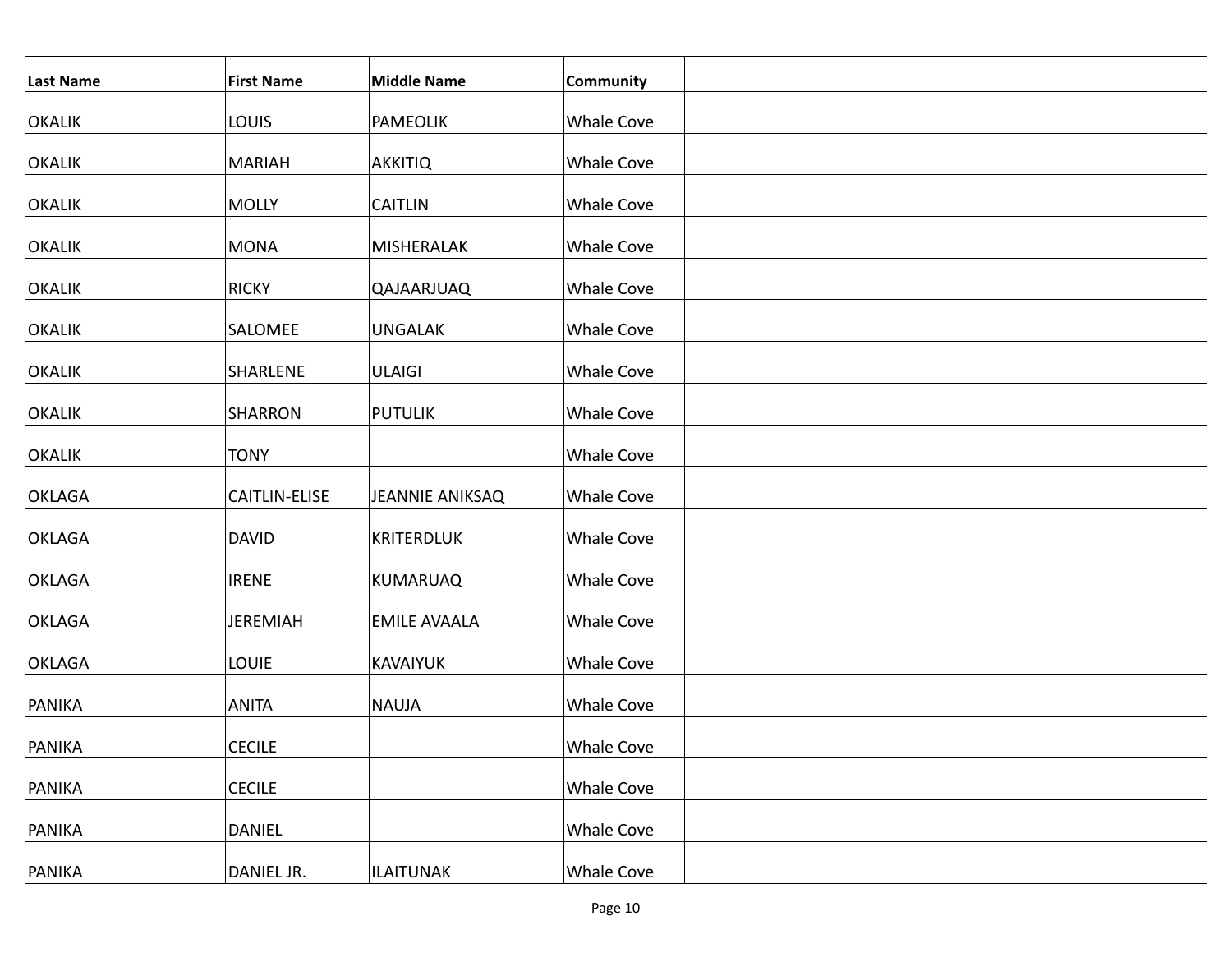| Last Name | First Name | Middle Name | Community | |
|---|---|---|---|---|
| OKALIK | LOUIS | PAMEOLIK | Whale Cove | |
| OKALIK | MARIAH | AKKITIQ | Whale Cove | |
| OKALIK | MOLLY | CAITLIN | Whale Cove | |
| OKALIK | MONA | MISHERALAK | Whale Cove | |
| OKALIK | RICKY | QAJAARJUAQ | Whale Cove | |
| OKALIK | SALOMEE | UNGALAK | Whale Cove | |
| OKALIK | SHARLENE | ULAIGI | Whale Cove | |
| OKALIK | SHARRON | PUTULIK | Whale Cove | |
| OKALIK | TONY | | Whale Cove | |
| OKLAGA | CAITLIN-ELISE | JEANNIE ANIKSAQ | Whale Cove | |
| OKLAGA | DAVID | KRITERDLUK | Whale Cove | |
| OKLAGA | IRENE | KUMARUAQ | Whale Cove | |
| OKLAGA | JEREMIAH | EMILE AVAALA | Whale Cove | |
| OKLAGA | LOUIE | KAVAIYUK | Whale Cove | |
| PANIKA | ANITA | NAUJA | Whale Cove | |
| PANIKA | CECILE | | Whale Cove | |
| PANIKA | CECILE | | Whale Cove | |
| PANIKA | DANIEL | | Whale Cove | |
| PANIKA | DANIEL JR. | ILAITUNAK | Whale Cove | |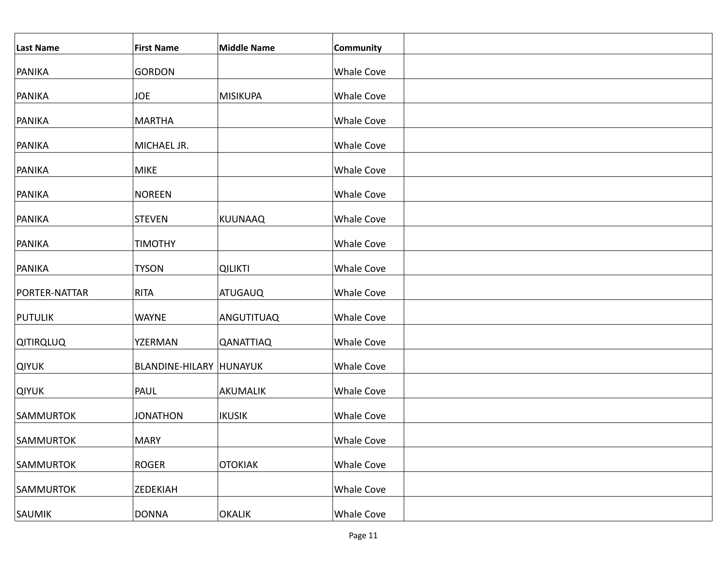| Last Name | First Name | Middle Name | Community | |
|---|---|---|---|---|
| PANIKA | GORDON | | Whale Cove | |
| PANIKA | JOE | MISIKUPA | Whale Cove | |
| PANIKA | MARTHA | | Whale Cove | |
| PANIKA | MICHAEL JR. | | Whale Cove | |
| PANIKA | MIKE | | Whale Cove | |
| PANIKA | NOREEN | | Whale Cove | |
| PANIKA | STEVEN | KUUNAAQ | Whale Cove | |
| PANIKA | TIMOTHY | | Whale Cove | |
| PANIKA | TYSON | QILIKTI | Whale Cove | |
| PORTER-NATTAR | RITA | ATUGAUQ | Whale Cove | |
| PUTULIK | WAYNE | ANGUTITUAQ | Whale Cove | |
| QITIRQLUQ | YZERMAN | QANATTIAQ | Whale Cove | |
| QIYUK | BLANDINE-HILARY | HUNAYUK | Whale Cove | |
| QIYUK | PAUL | AKUMALIK | Whale Cove | |
| SAMMURTOK | JONATHON | IKUSIK | Whale Cove | |
| SAMMURTOK | MARY | | Whale Cove | |
| SAMMURTOK | ROGER | OTOKIAK | Whale Cove | |
| SAMMURTOK | ZEDEKIAH | | Whale Cove | |
| SAUMIK | DONNA | OKALIK | Whale Cove | |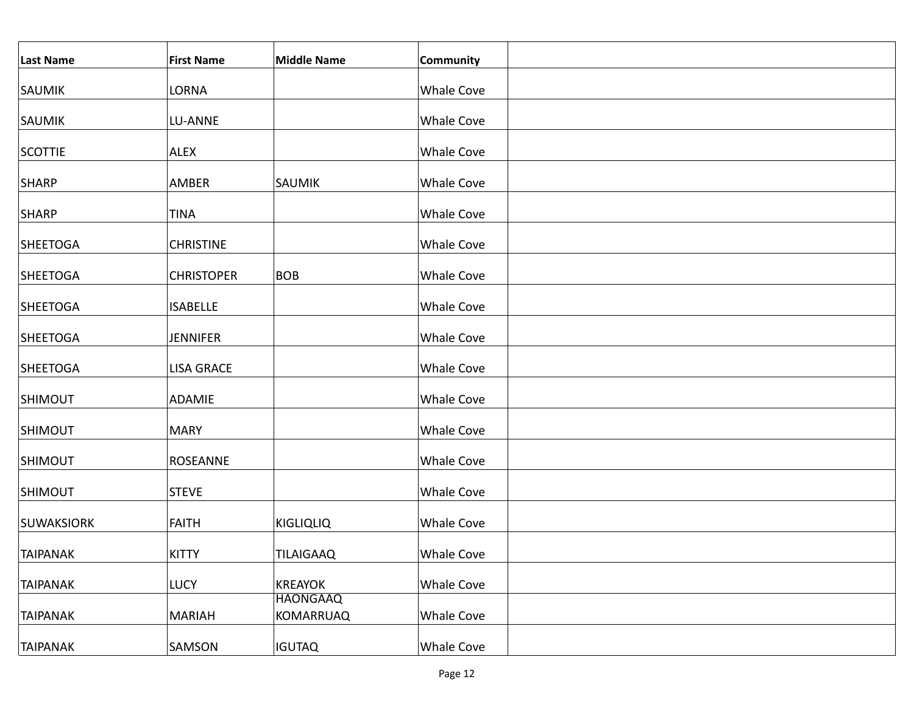| Last Name | First Name | Middle Name | Community | |
|---|---|---|---|---|
| SAUMIK | LORNA | | Whale Cove | |
| SAUMIK | LU-ANNE | | Whale Cove | |
| SCOTTIE | ALEX | | Whale Cove | |
| SHARP | AMBER | SAUMIK | Whale Cove | |
| SHARP | TINA | | Whale Cove | |
| SHEETOGA | CHRISTINE | | Whale Cove | |
| SHEETOGA | CHRISTOPER | BOB | Whale Cove | |
| SHEETOGA | ISABELLE | | Whale Cove | |
| SHEETOGA | JENNIFER | | Whale Cove | |
| SHEETOGA | LISA GRACE | | Whale Cove | |
| SHIMOUT | ADAMIE | | Whale Cove | |
| SHIMOUT | MARY | | Whale Cove | |
| SHIMOUT | ROSEANNE | | Whale Cove | |
| SHIMOUT | STEVE | | Whale Cove | |
| SUWAKSIORK | FAITH | KIGLIQLIQ | Whale Cove | |
| TAIPANAK | KITTY | TILAIGAAQ | Whale Cove | |
| TAIPANAK | LUCY | KREAYOK | Whale Cove | |
| TAIPANAK | MARIAH | HAONGAAQ KOMARRUAQ | Whale Cove | |
| TAIPANAK | SAMSON | IGUTAQ | Whale Cove | |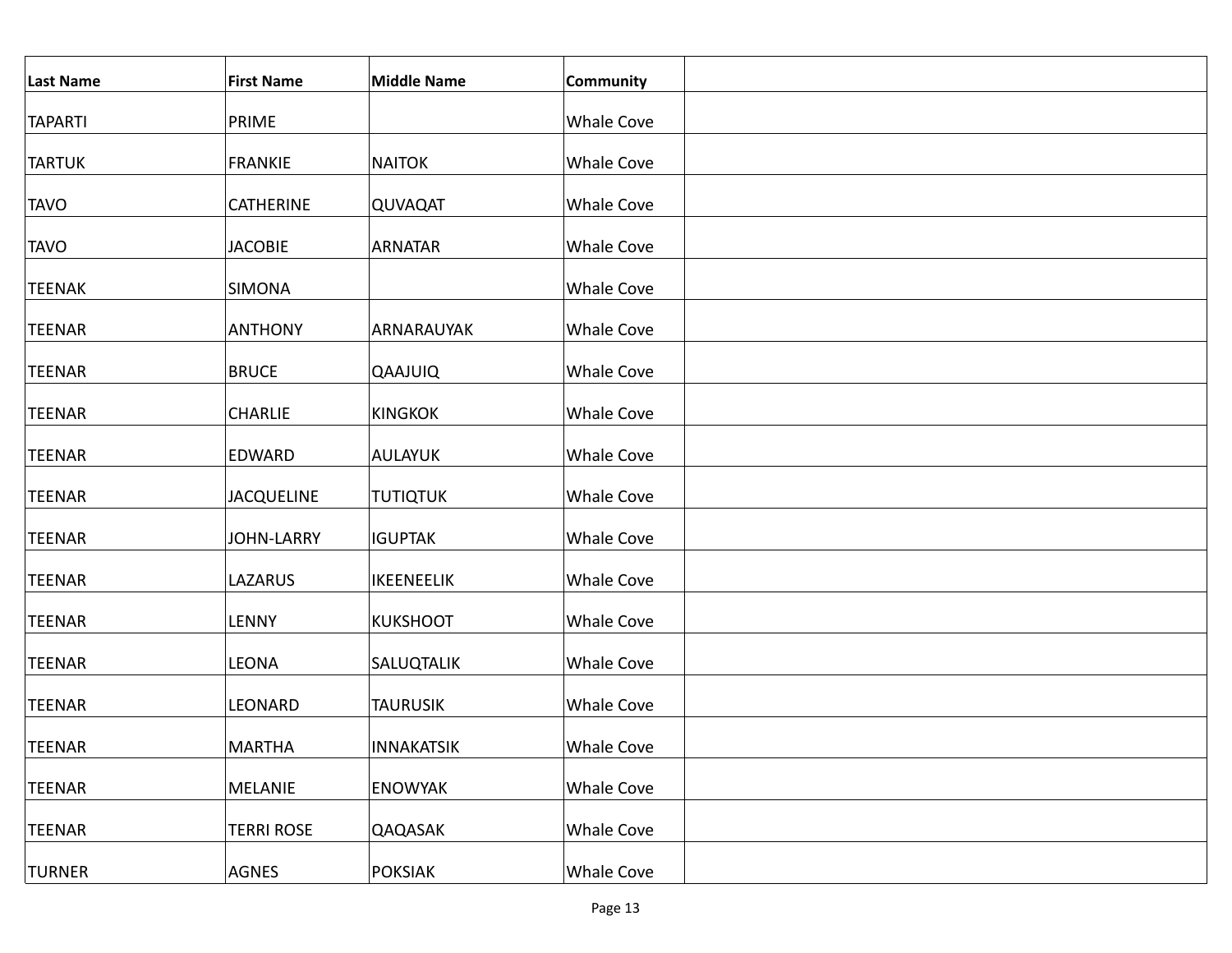| Last Name | First Name | Middle Name | Community | |
|---|---|---|---|---|
| TAPARTI | PRIME | | Whale Cove | |
| TARTUK | FRANKIE | NAITOK | Whale Cove | |
| TAVO | CATHERINE | QUVAQAT | Whale Cove | |
| TAVO | JACOBIE | ARNATAR | Whale Cove | |
| TEENAK | SIMONA | | Whale Cove | |
| TEENAR | ANTHONY | ARNARAUYAK | Whale Cove | |
| TEENAR | BRUCE | QAAJUIQ | Whale Cove | |
| TEENAR | CHARLIE | KINGKOK | Whale Cove | |
| TEENAR | EDWARD | AULAYUK | Whale Cove | |
| TEENAR | JACQUELINE | TUTIQTUK | Whale Cove | |
| TEENAR | JOHN-LARRY | IGUPTAK | Whale Cove | |
| TEENAR | LAZARUS | IKEENEELIK | Whale Cove | |
| TEENAR | LENNY | KUKSHOOT | Whale Cove | |
| TEENAR | LEONA | SALUQTALIK | Whale Cove | |
| TEENAR | LEONARD | TAURUSIK | Whale Cove | |
| TEENAR | MARTHA | INNAKATSIK | Whale Cove | |
| TEENAR | MELANIE | ENOWYAK | Whale Cove | |
| TEENAR | TERRI ROSE | QAQASAK | Whale Cove | |
| TURNER | AGNES | POKSIAK | Whale Cove | |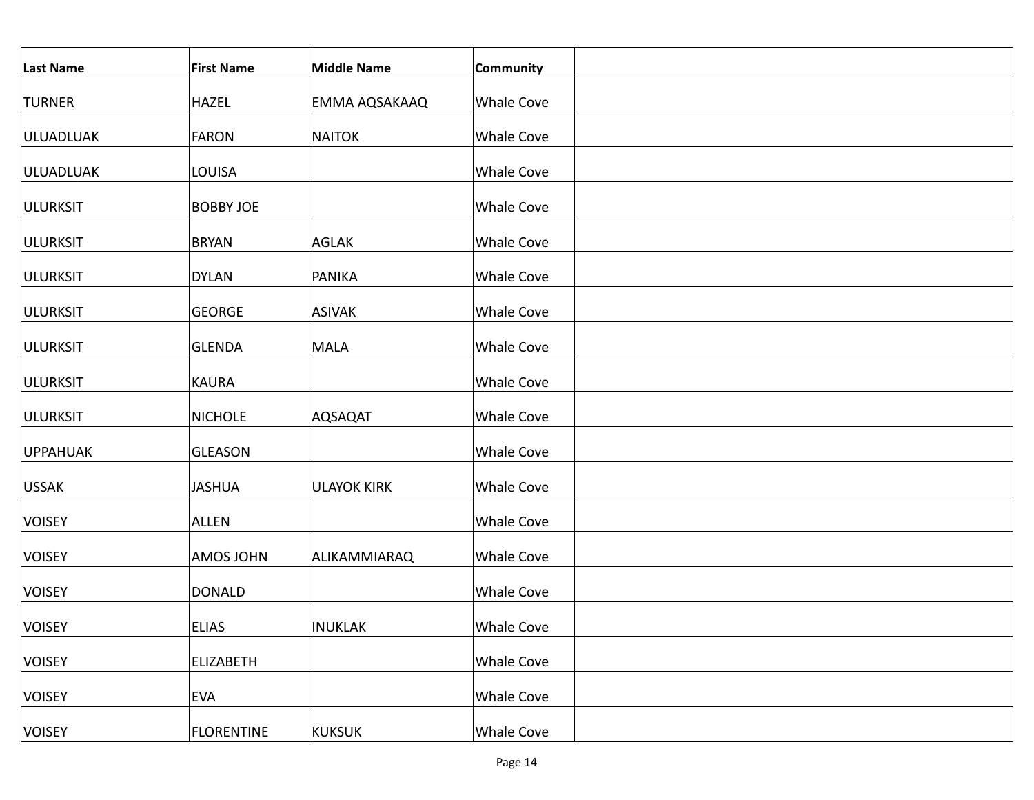| Last Name | First Name | Middle Name | Community | |
|---|---|---|---|---|
| TURNER | HAZEL | EMMA AQSAKAAQ | Whale Cove | |
| ULUADLUAK | FARON | NAITOK | Whale Cove | |
| ULUADLUAK | LOUISA | | Whale Cove | |
| ULURKSIT | BOBBY JOE | | Whale Cove | |
| ULURKSIT | BRYAN | AGLAK | Whale Cove | |
| ULURKSIT | DYLAN | PANIKA | Whale Cove | |
| ULURKSIT | GEORGE | ASIVAK | Whale Cove | |
| ULURKSIT | GLENDA | MALA | Whale Cove | |
| ULURKSIT | KAURA | | Whale Cove | |
| ULURKSIT | NICHOLE | AQSAQAT | Whale Cove | |
| UPPAHUAK | GLEASON | | Whale Cove | |
| USSAK | JASHUA | ULAYOK KIRK | Whale Cove | |
| VOISEY | ALLEN | | Whale Cove | |
| VOISEY | AMOS JOHN | ALIKAMMIARAQ | Whale Cove | |
| VOISEY | DONALD | | Whale Cove | |
| VOISEY | ELIAS | INUKLAK | Whale Cove | |
| VOISEY | ELIZABETH | | Whale Cove | |
| VOISEY | EVA | | Whale Cove | |
| VOISEY | FLORENTINE | KUKSUK | Whale Cove | |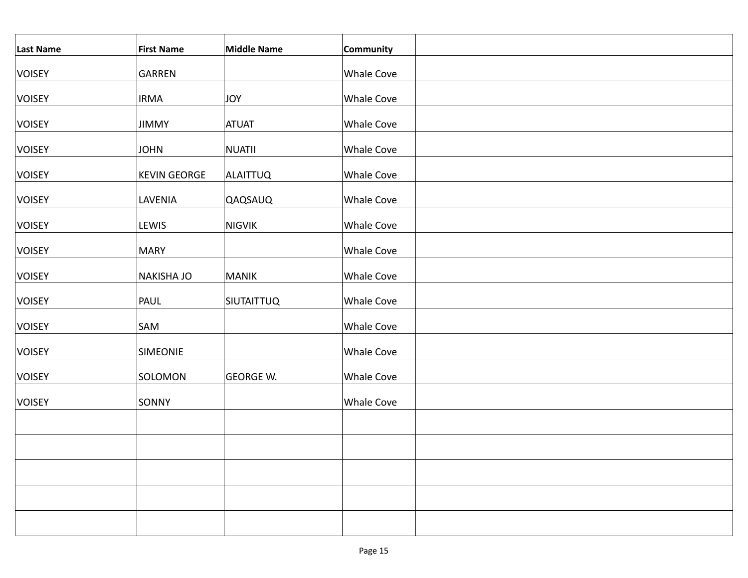| Last Name | First Name | Middle Name | Community | |
|---|---|---|---|---|
| VOISEY | GARREN | | Whale Cove | |
| VOISEY | IRMA | JOY | Whale Cove | |
| VOISEY | JIMMY | ATUAT | Whale Cove | |
| VOISEY | JOHN | NUATII | Whale Cove | |
| VOISEY | KEVIN GEORGE | ALAITTUQ | Whale Cove | |
| VOISEY | LAVENIA | QAQSAUQ | Whale Cove | |
| VOISEY | LEWIS | NIGVIK | Whale Cove | |
| VOISEY | MARY | | Whale Cove | |
| VOISEY | NAKISHA JO | MANIK | Whale Cove | |
| VOISEY | PAUL | SIUTAITTUQ | Whale Cove | |
| VOISEY | SAM | | Whale Cove | |
| VOISEY | SIMEONIE | | Whale Cove | |
| VOISEY | SOLOMON | GEORGE W. | Whale Cove | |
| VOISEY | SONNY | | Whale Cove | |
| | | | | |
| | | | | |
| | | | | |
| | | | | |
| | | | | |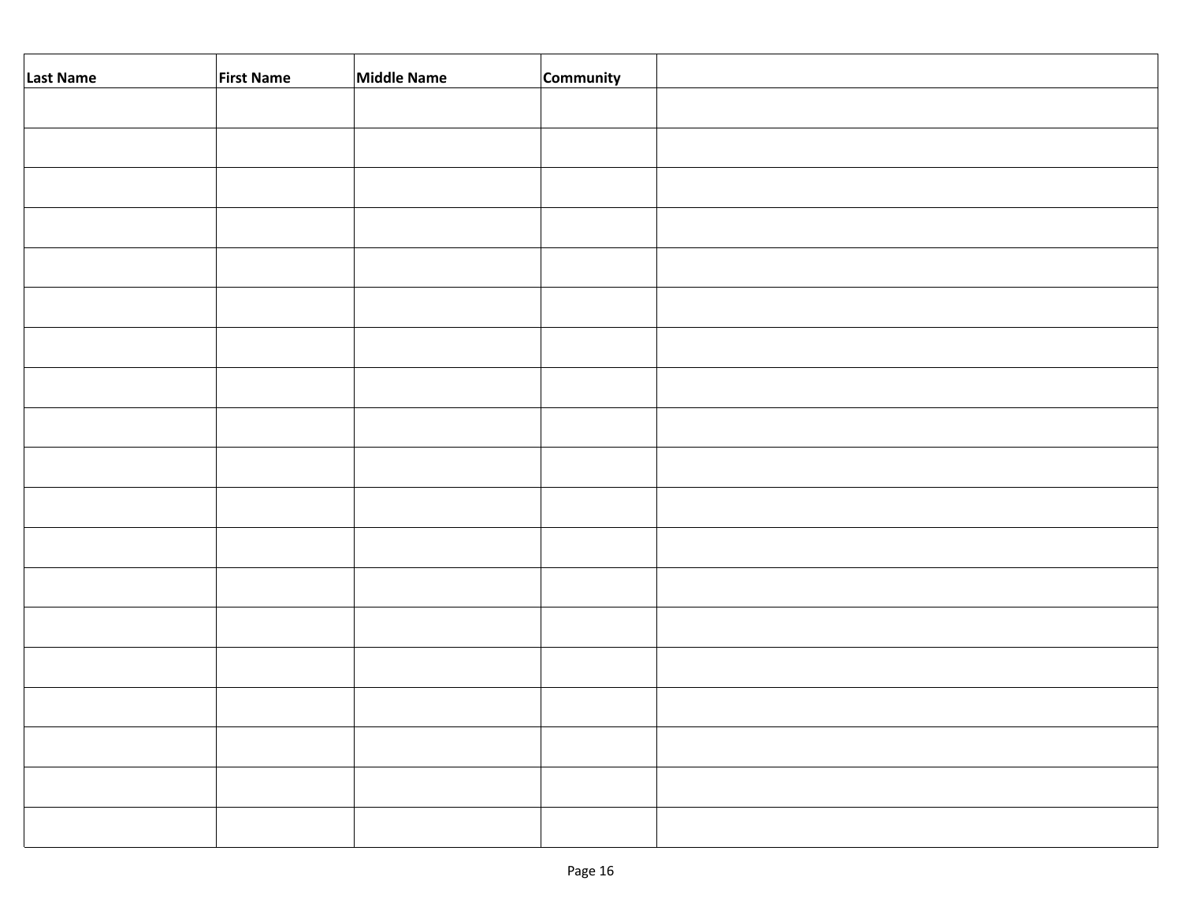| Last Name | First Name | Middle Name | Community | |
|---|---|---|---|---|
| | | | | |
| | | | | |
| | | | | |
| | | | | |
| | | | | |
| | | | | |
| | | | | |
| | | | | |
| | | | | |
| | | | | |
| | | | | |
| | | | | |
| | | | | |
| | | | | |
| | | | | |
| | | | | |
| | | | | |
| | | | | |
| | | | | |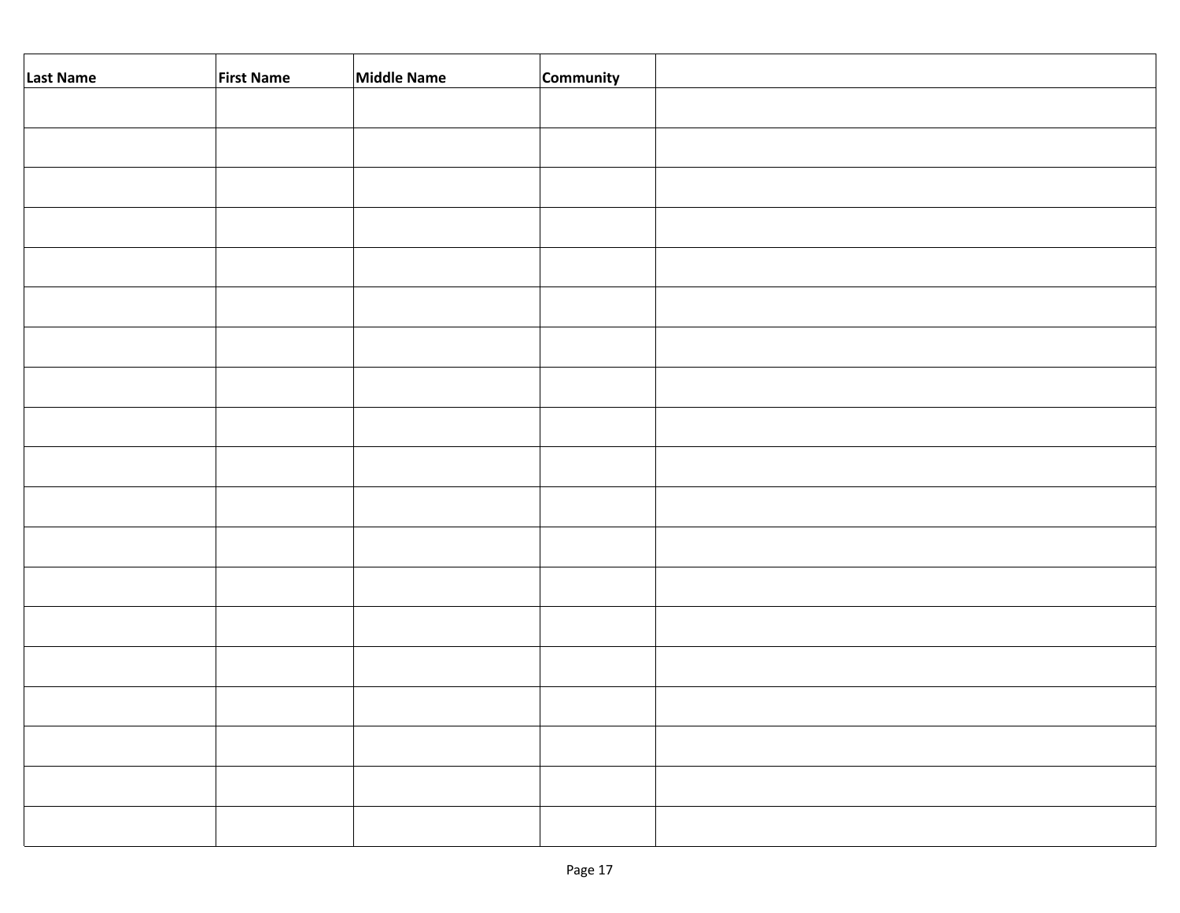| Last Name | First Name | Middle Name | Community | |
|---|---|---|---|---|
| | | | | |
| | | | | |
| | | | | |
| | | | | |
| | | | | |
| | | | | |
| | | | | |
| | | | | |
| | | | | |
| | | | | |
| | | | | |
| | | | | |
| | | | | |
| | | | | |
| | | | | |
| | | | | |
| | | | | |
| | | | | |
| | | | | |